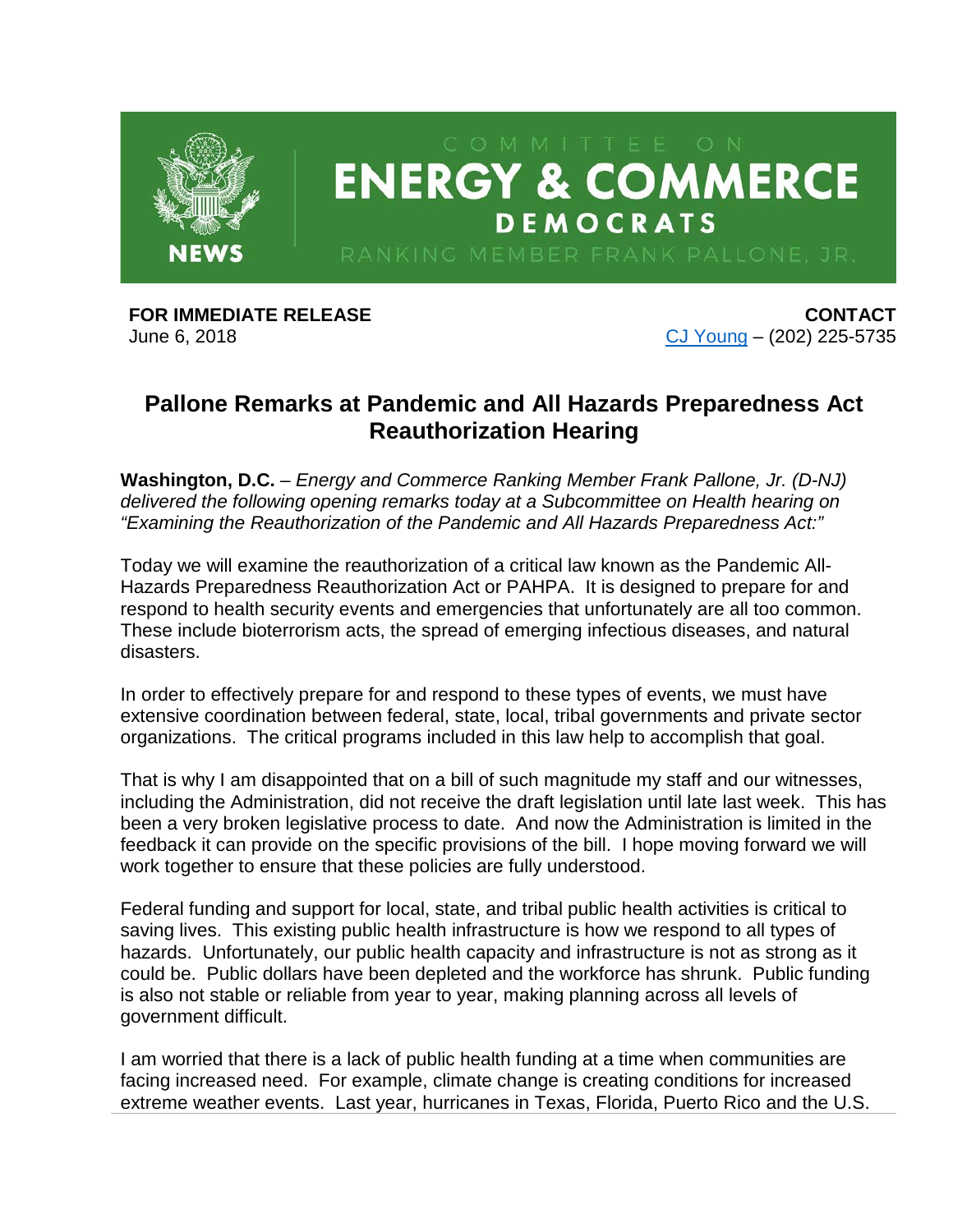COMMITTEE ON

**ENERGY & COMMERCE**

**DEMOCRATS**

RANKING MEMBER FRANK PALLONE, JR.

**NEWS**

**FOR IMMEDIATE RELEASE**
June 6, 2018

**CONTACT**
CJ Young – (202) 225-5735

# Pallone Remarks at Pandemic and All Hazards Preparedness Act Reauthorization Hearing

**Washington, D.C.** – *Energy and Commerce Ranking Member Frank Pallone, Jr. (D-NJ) delivered the following opening remarks today at a Subcommittee on Health hearing on "Examining the Reauthorization of the Pandemic and All Hazards Preparedness Act:"*

Today we will examine the reauthorization of a critical law known as the Pandemic All-Hazards Preparedness Reauthorization Act or PAHPA. It is designed to prepare for and respond to health security events and emergencies that unfortunately are all too common. These include bioterrorism acts, the spread of emerging infectious diseases, and natural disasters.

In order to effectively prepare for and respond to these types of events, we must have extensive coordination between federal, state, local, tribal governments and private sector organizations. The critical programs included in this law help to accomplish that goal.

That is why I am disappointed that on a bill of such magnitude my staff and our witnesses, including the Administration, did not receive the draft legislation until late last week. This has been a very broken legislative process to date. And now the Administration is limited in the feedback it can provide on the specific provisions of the bill. I hope moving forward we will work together to ensure that these policies are fully understood.

Federal funding and support for local, state, and tribal public health activities is critical to saving lives. This existing public health infrastructure is how we respond to all types of hazards. Unfortunately, our public health capacity and infrastructure is not as strong as it could be. Public dollars have been depleted and the workforce has shrunk. Public funding is also not stable or reliable from year to year, making planning across all levels of government difficult.

I am worried that there is a lack of public health funding at a time when communities are facing increased need. For example, climate change is creating conditions for increased extreme weather events. Last year, hurricanes in Texas, Florida, Puerto Rico and the U.S.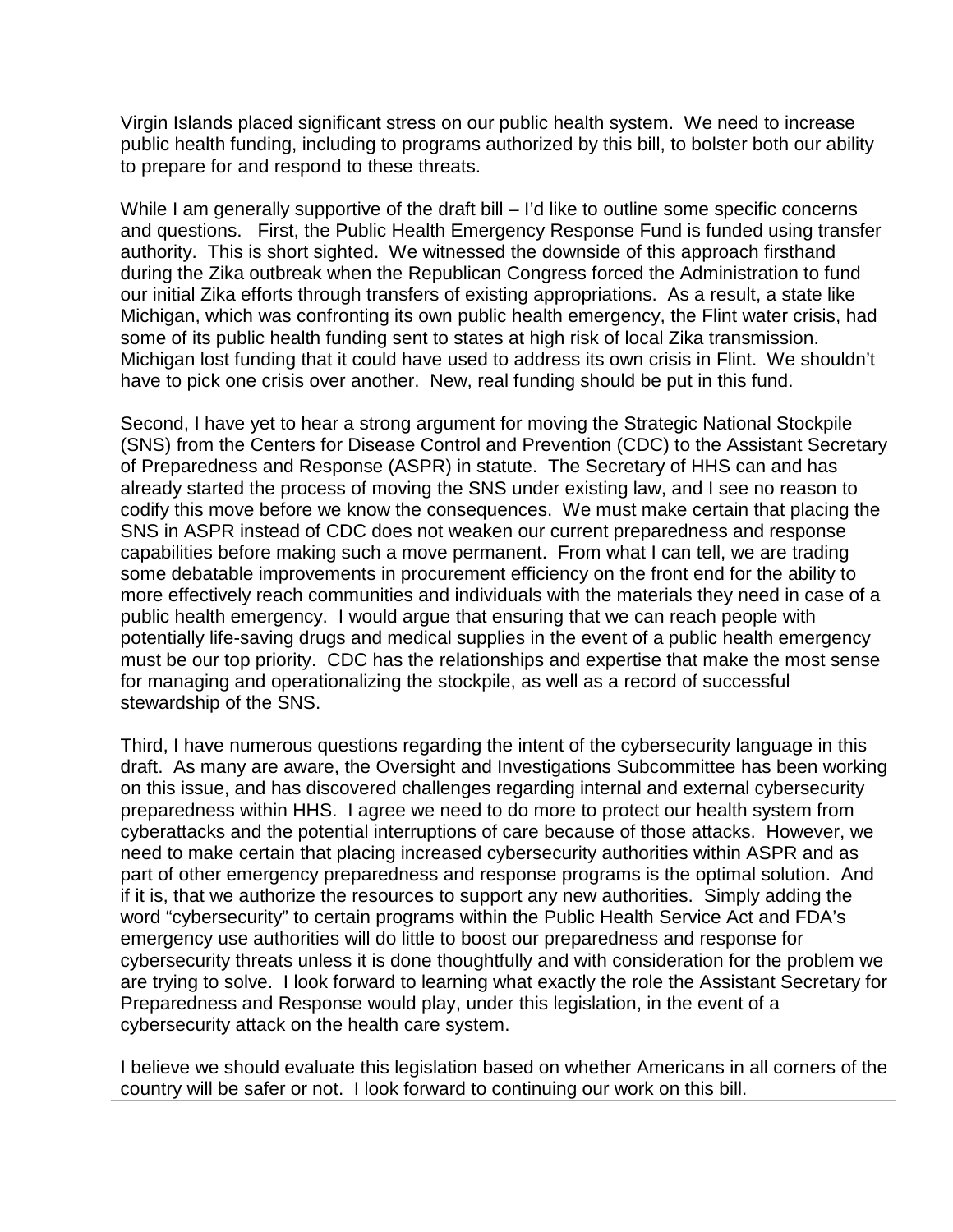Virgin Islands placed significant stress on our public health system. We need to increase public health funding, including to programs authorized by this bill, to bolster both our ability to prepare for and respond to these threats.

While I am generally supportive of the draft bill – I'd like to outline some specific concerns and questions. First, the Public Health Emergency Response Fund is funded using transfer authority. This is short sighted. We witnessed the downside of this approach firsthand during the Zika outbreak when the Republican Congress forced the Administration to fund our initial Zika efforts through transfers of existing appropriations. As a result, a state like Michigan, which was confronting its own public health emergency, the Flint water crisis, had some of its public health funding sent to states at high risk of local Zika transmission. Michigan lost funding that it could have used to address its own crisis in Flint. We shouldn't have to pick one crisis over another. New, real funding should be put in this fund.

Second, I have yet to hear a strong argument for moving the Strategic National Stockpile (SNS) from the Centers for Disease Control and Prevention (CDC) to the Assistant Secretary of Preparedness and Response (ASPR) in statute. The Secretary of HHS can and has already started the process of moving the SNS under existing law, and I see no reason to codify this move before we know the consequences. We must make certain that placing the SNS in ASPR instead of CDC does not weaken our current preparedness and response capabilities before making such a move permanent. From what I can tell, we are trading some debatable improvements in procurement efficiency on the front end for the ability to more effectively reach communities and individuals with the materials they need in case of a public health emergency. I would argue that ensuring that we can reach people with potentially life-saving drugs and medical supplies in the event of a public health emergency must be our top priority. CDC has the relationships and expertise that make the most sense for managing and operationalizing the stockpile, as well as a record of successful stewardship of the SNS.

Third, I have numerous questions regarding the intent of the cybersecurity language in this draft. As many are aware, the Oversight and Investigations Subcommittee has been working on this issue, and has discovered challenges regarding internal and external cybersecurity preparedness within HHS. I agree we need to do more to protect our health system from cyberattacks and the potential interruptions of care because of those attacks. However, we need to make certain that placing increased cybersecurity authorities within ASPR and as part of other emergency preparedness and response programs is the optimal solution. And if it is, that we authorize the resources to support any new authorities. Simply adding the word "cybersecurity" to certain programs within the Public Health Service Act and FDA's emergency use authorities will do little to boost our preparedness and response for cybersecurity threats unless it is done thoughtfully and with consideration for the problem we are trying to solve. I look forward to learning what exactly the role the Assistant Secretary for Preparedness and Response would play, under this legislation, in the event of a cybersecurity attack on the health care system.

I believe we should evaluate this legislation based on whether Americans in all corners of the country will be safer or not. I look forward to continuing our work on this bill.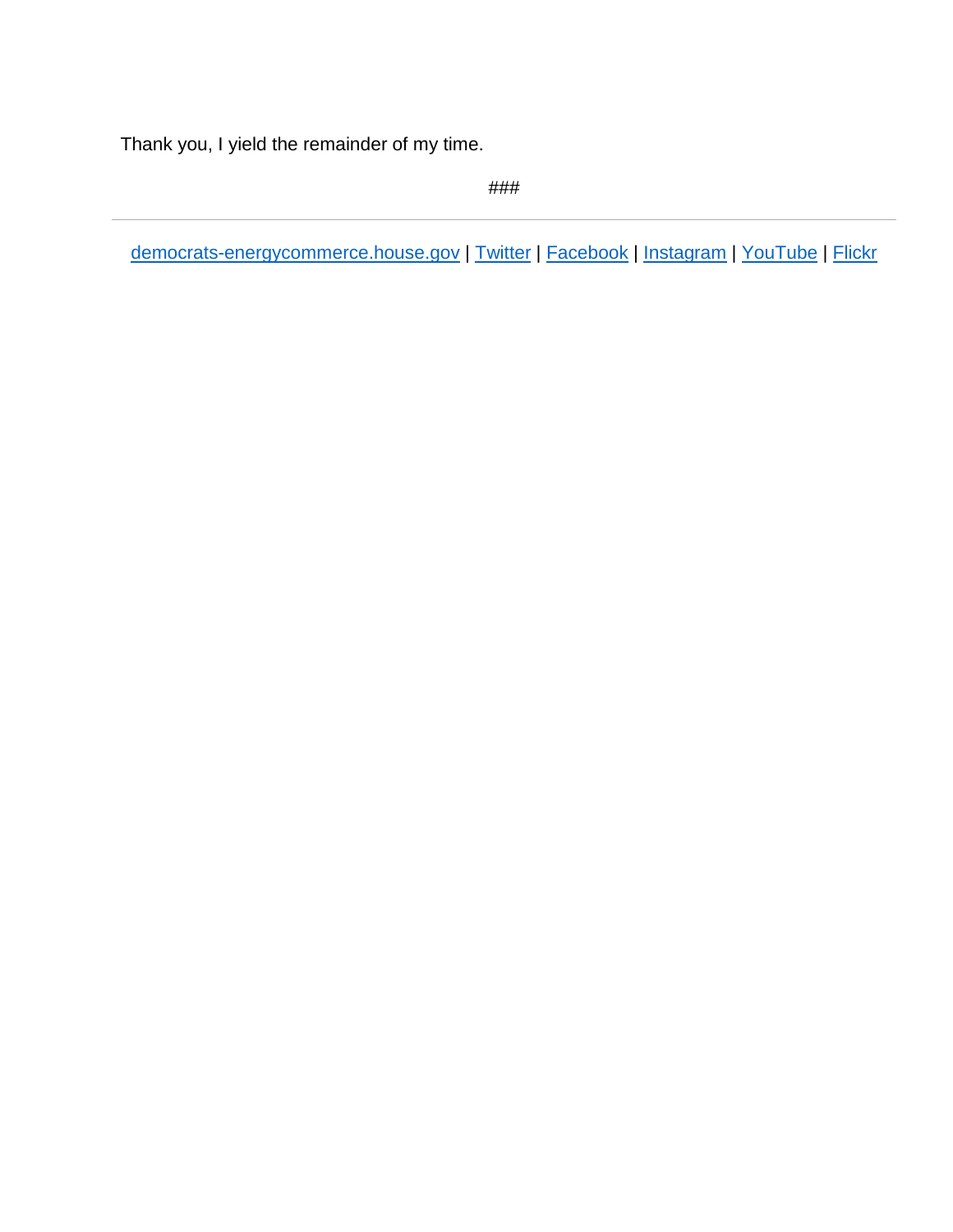Thank you, I yield the remainder of my time.

###

---

democrats-energycommerce.house.gov | Twitter | Facebook | Instagram | YouTube | Flickr